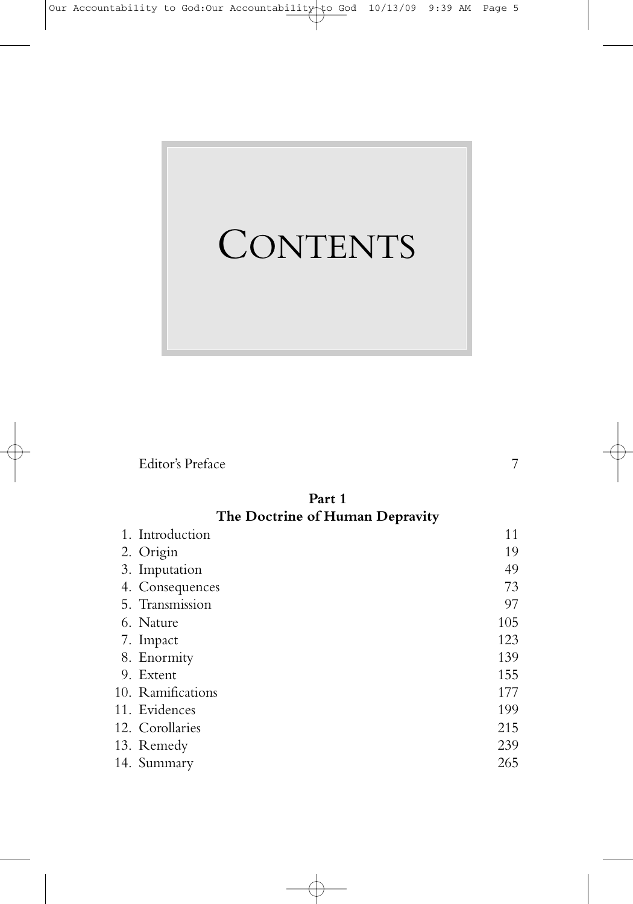# CONTENTS

| | |
|---|---:|
| Editor's Preface | 7 |

## Part 1
## The Doctrine of Human Depravity

| | |
|---|---:|
| 1. Introduction | 11 |
| 2. Origin | 19 |
| 3. Imputation | 49 |
| 4. Consequences | 73 |
| 5. Transmission | 97 |
| 6. Nature | 105 |
| 7. Impact | 123 |
| 8. Enormity | 139 |
| 9. Extent | 155 |
| 10. Ramifications | 177 |
| 11. Evidences | 199 |
| 12. Corollaries | 215 |
| 13. Remedy | 239 |
| 14. Summary | 265 |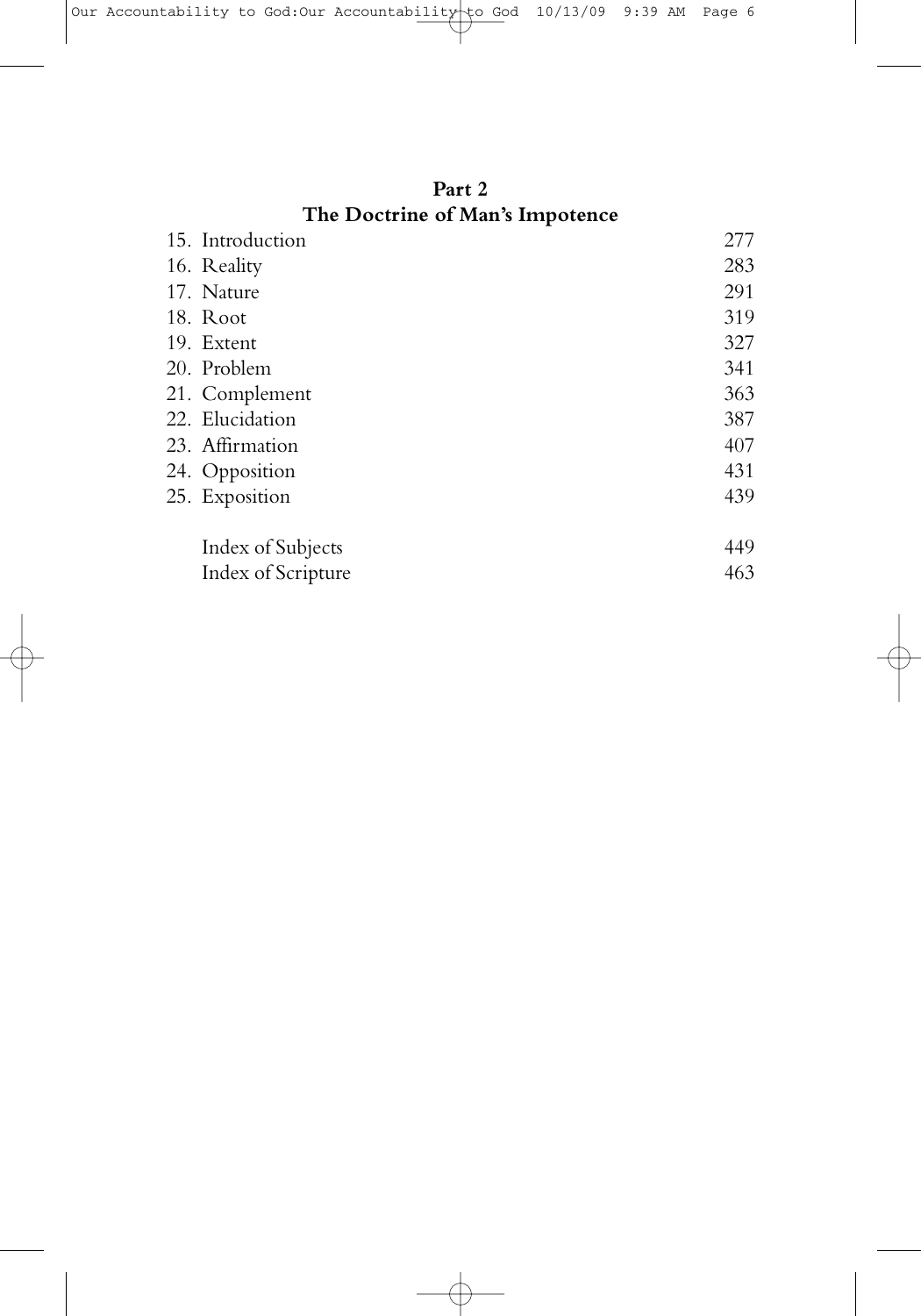## Part 2
## The Doctrine of Man's Impotence

| | |
|---|---|
| 15. Introduction | 277 |
| 16. Reality | 283 |
| 17. Nature | 291 |
| 18. Root | 319 |
| 19. Extent | 327 |
| 20. Problem | 341 |
| 21. Complement | 363 |
| 22. Elucidation | 387 |
| 23. Affirmation | 407 |
| 24. Opposition | 431 |
| 25. Exposition | 439 |
| Index of Subjects | 449 |
| Index of Scripture | 463 |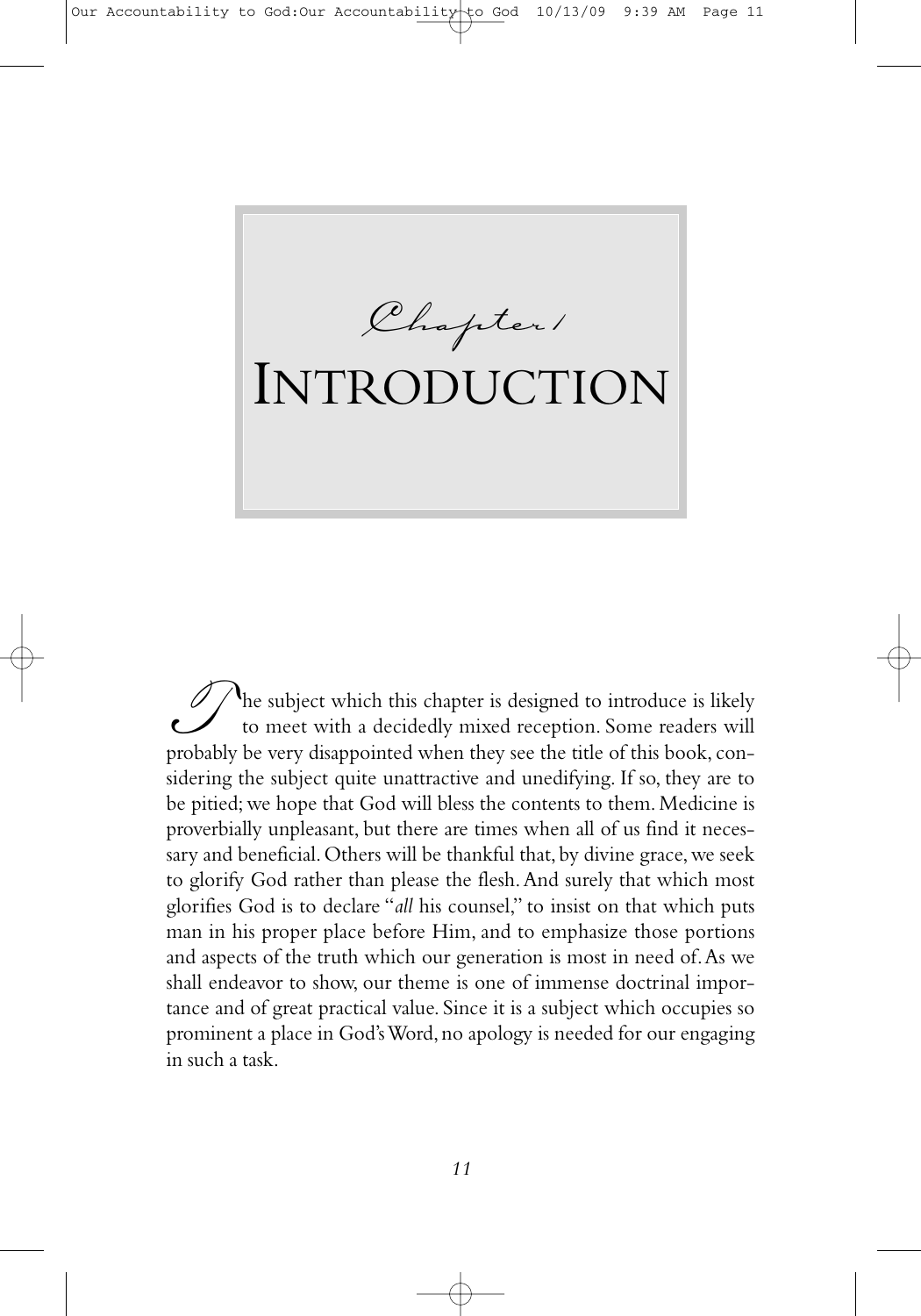# Chapter 1

# INTRODUCTION

The subject which this chapter is designed to introduce is likely to meet with a decidedly mixed reception. Some readers will probably be very disappointed when they see the title of this book, considering the subject quite unattractive and unedifying. If so, they are to be pitied; we hope that God will bless the contents to them. Medicine is proverbially unpleasant, but there are times when all of us find it necessary and beneficial. Others will be thankful that, by divine grace, we seek to glorify God rather than please the flesh. And surely that which most glorifies God is to declare "*all* his counsel," to insist on that which puts man in his proper place before Him, and to emphasize those portions and aspects of the truth which our generation is most in need of. As we shall endeavor to show, our theme is one of immense doctrinal importance and of great practical value. Since it is a subject which occupies so prominent a place in God's Word, no apology is needed for our engaging in such a task.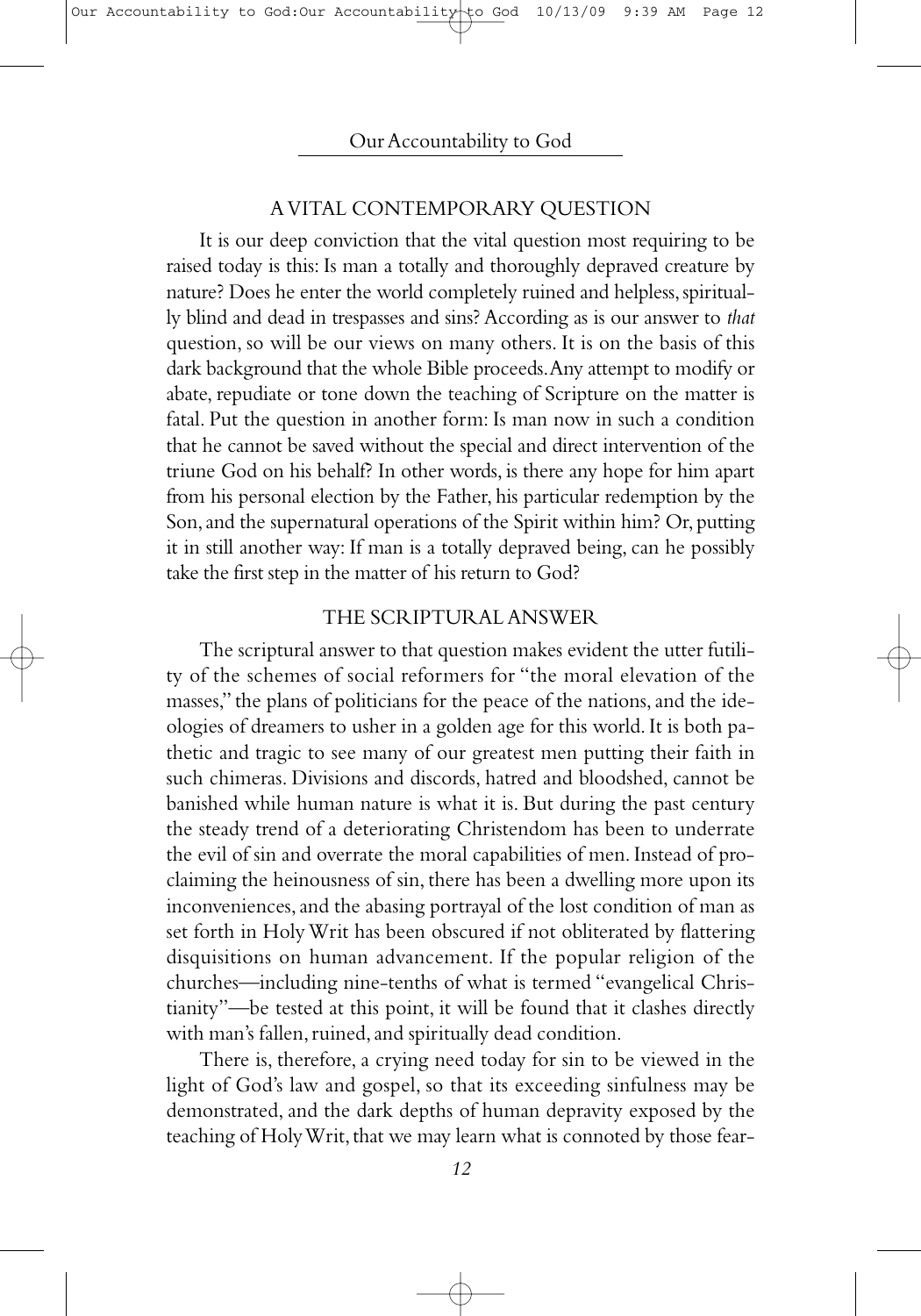## A VITAL CONTEMPORARY QUESTION

It is our deep conviction that the vital question most requiring to be raised today is this: Is man a totally and thoroughly depraved creature by nature? Does he enter the world completely ruined and helpless, spiritually blind and dead in trespasses and sins? According as is our answer to *that* question, so will be our views on many others. It is on the basis of this dark background that the whole Bible proceeds. Any attempt to modify or abate, repudiate or tone down the teaching of Scripture on the matter is fatal. Put the question in another form: Is man now in such a condition that he cannot be saved without the special and direct intervention of the triune God on his behalf? In other words, is there any hope for him apart from his personal election by the Father, his particular redemption by the Son, and the supernatural operations of the Spirit within him? Or, putting it in still another way: If man is a totally depraved being, can he possibly take the first step in the matter of his return to God?

## THE SCRIPTURAL ANSWER

The scriptural answer to that question makes evident the utter futility of the schemes of social reformers for "the moral elevation of the masses," the plans of politicians for the peace of the nations, and the ideologies of dreamers to usher in a golden age for this world. It is both pathetic and tragic to see many of our greatest men putting their faith in such chimeras. Divisions and discords, hatred and bloodshed, cannot be banished while human nature is what it is. But during the past century the steady trend of a deteriorating Christendom has been to underrate the evil of sin and overrate the moral capabilities of men. Instead of proclaiming the heinousness of sin, there has been a dwelling more upon its inconveniences, and the abasing portrayal of the lost condition of man as set forth in Holy Writ has been obscured if not obliterated by flattering disquisitions on human advancement. If the popular religion of the churches—including nine-tenths of what is termed "evangelical Christianity"—be tested at this point, it will be found that it clashes directly with man's fallen, ruined, and spiritually dead condition.

There is, therefore, a crying need today for sin to be viewed in the light of God's law and gospel, so that its exceeding sinfulness may be demonstrated, and the dark depths of human depravity exposed by the teaching of Holy Writ, that we may learn what is connoted by those fear-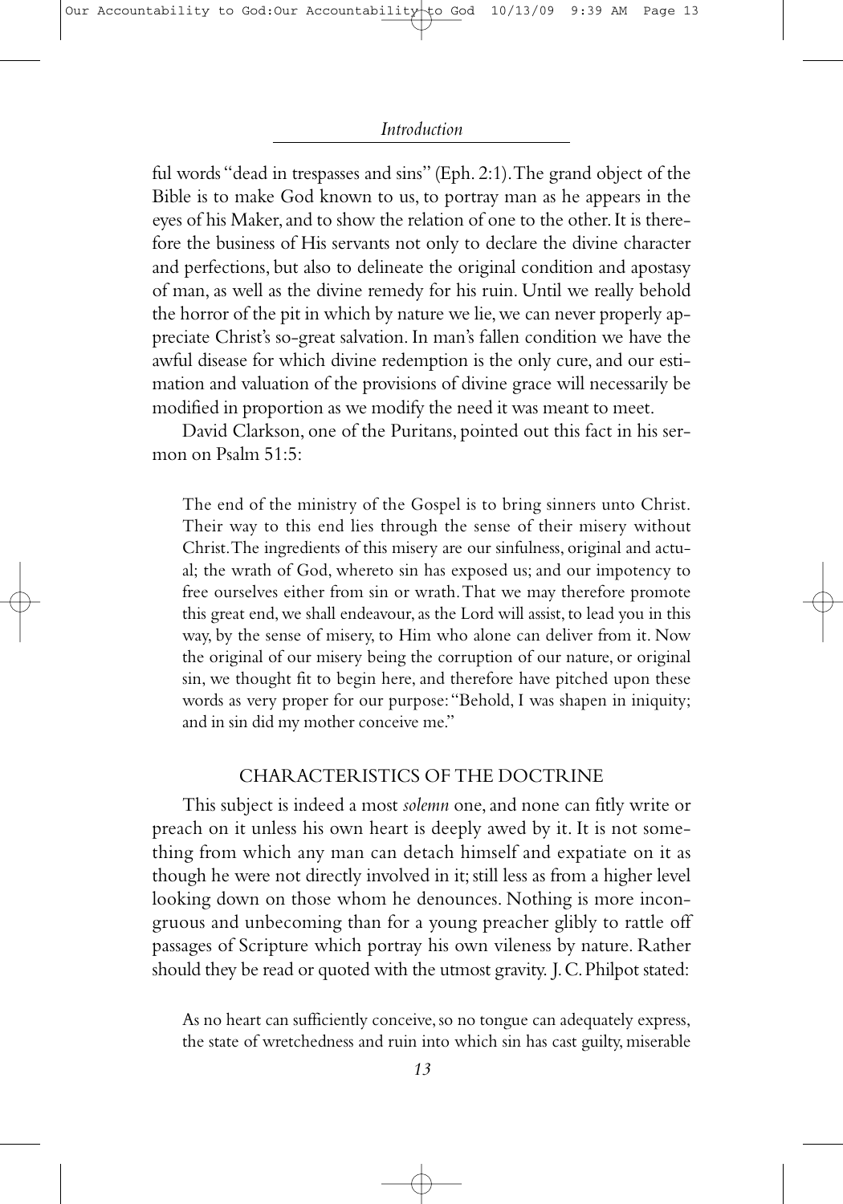ful words "dead in trespasses and sins" (Eph. 2:1). The grand object of the Bible is to make God known to us, to portray man as he appears in the eyes of his Maker, and to show the relation of one to the other. It is therefore the business of His servants not only to declare the divine character and perfections, but also to delineate the original condition and apostasy of man, as well as the divine remedy for his ruin. Until we really behold the horror of the pit in which by nature we lie, we can never properly appreciate Christ's so-great salvation. In man's fallen condition we have the awful disease for which divine redemption is the only cure, and our estimation and valuation of the provisions of divine grace will necessarily be modified in proportion as we modify the need it was meant to meet.

David Clarkson, one of the Puritans, pointed out this fact in his sermon on Psalm 51:5:

> The end of the ministry of the Gospel is to bring sinners unto Christ. Their way to this end lies through the sense of their misery without Christ. The ingredients of this misery are our sinfulness, original and actual; the wrath of God, whereto sin has exposed us; and our impotency to free ourselves either from sin or wrath. That we may therefore promote this great end, we shall endeavour, as the Lord will assist, to lead you in this way, by the sense of misery, to Him who alone can deliver from it. Now the original of our misery being the corruption of our nature, or original sin, we thought fit to begin here, and therefore have pitched upon these words as very proper for our purpose: "Behold, I was shapen in iniquity; and in sin did my mother conceive me."

## CHARACTERISTICS OF THE DOCTRINE

This subject is indeed a most *solemn* one, and none can fitly write or preach on it unless his own heart is deeply awed by it. It is not something from which any man can detach himself and expatiate on it as though he were not directly involved in it; still less as from a higher level looking down on those whom he denounces. Nothing is more incongruous and unbecoming than for a young preacher glibly to rattle off passages of Scripture which portray his own vileness by nature. Rather should they be read or quoted with the utmost gravity. J. C. Philpot stated:

> As no heart can sufficiently conceive, so no tongue can adequately express, the state of wretchedness and ruin into which sin has cast guilty, miserable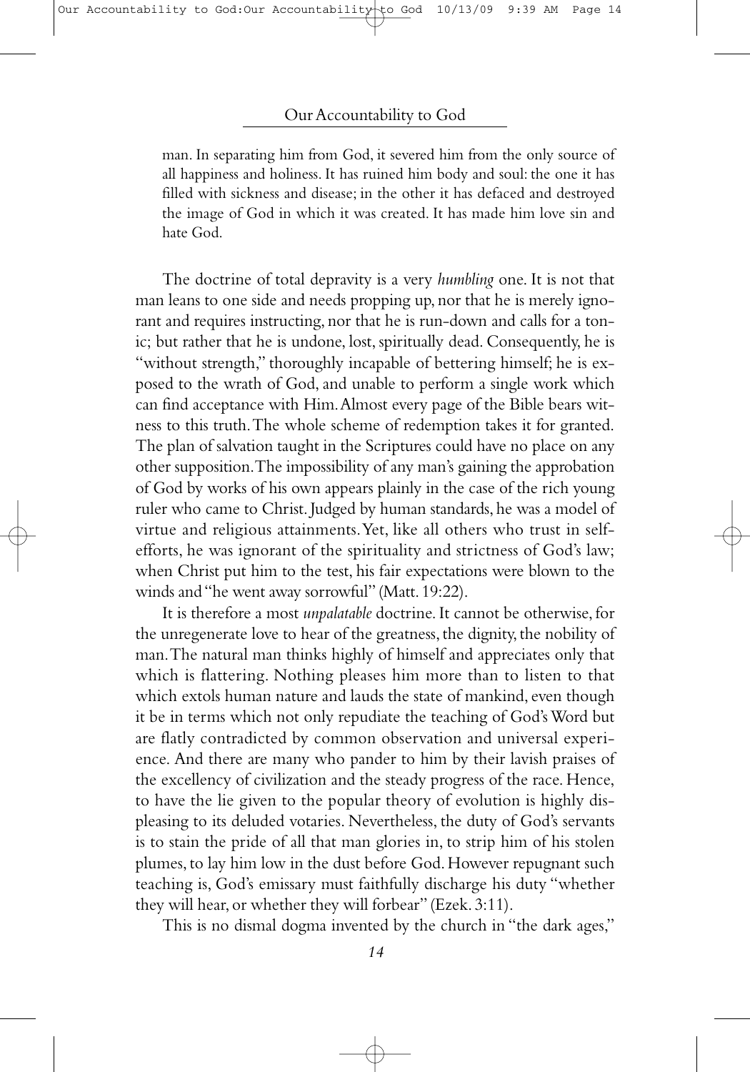man. In separating him from God, it severed him from the only source of all happiness and holiness. It has ruined him body and soul: the one it has filled with sickness and disease; in the other it has defaced and destroyed the image of God in which it was created. It has made him love sin and hate God.

The doctrine of total depravity is a very *humbling* one. It is not that man leans to one side and needs propping up, nor that he is merely ignorant and requires instructing, nor that he is run-down and calls for a tonic; but rather that he is undone, lost, spiritually dead. Consequently, he is "without strength," thoroughly incapable of bettering himself; he is exposed to the wrath of God, and unable to perform a single work which can find acceptance with Him. Almost every page of the Bible bears witness to this truth. The whole scheme of redemption takes it for granted. The plan of salvation taught in the Scriptures could have no place on any other supposition. The impossibility of any man's gaining the approbation of God by works of his own appears plainly in the case of the rich young ruler who came to Christ. Judged by human standards, he was a model of virtue and religious attainments. Yet, like all others who trust in self-efforts, he was ignorant of the spirituality and strictness of God's law; when Christ put him to the test, his fair expectations were blown to the winds and "he went away sorrowful" (Matt. 19:22).

It is therefore a most *unpalatable* doctrine. It cannot be otherwise, for the unregenerate love to hear of the greatness, the dignity, the nobility of man. The natural man thinks highly of himself and appreciates only that which is flattering. Nothing pleases him more than to listen to that which extols human nature and lauds the state of mankind, even though it be in terms which not only repudiate the teaching of God's Word but are flatly contradicted by common observation and universal experience. And there are many who pander to him by their lavish praises of the excellency of civilization and the steady progress of the race. Hence, to have the lie given to the popular theory of evolution is highly displeasing to its deluded votaries. Nevertheless, the duty of God's servants is to stain the pride of all that man glories in, to strip him of his stolen plumes, to lay him low in the dust before God. However repugnant such teaching is, God's emissary must faithfully discharge his duty "whether they will hear, or whether they will forbear" (Ezek. 3:11).

This is no dismal dogma invented by the church in "the dark ages,"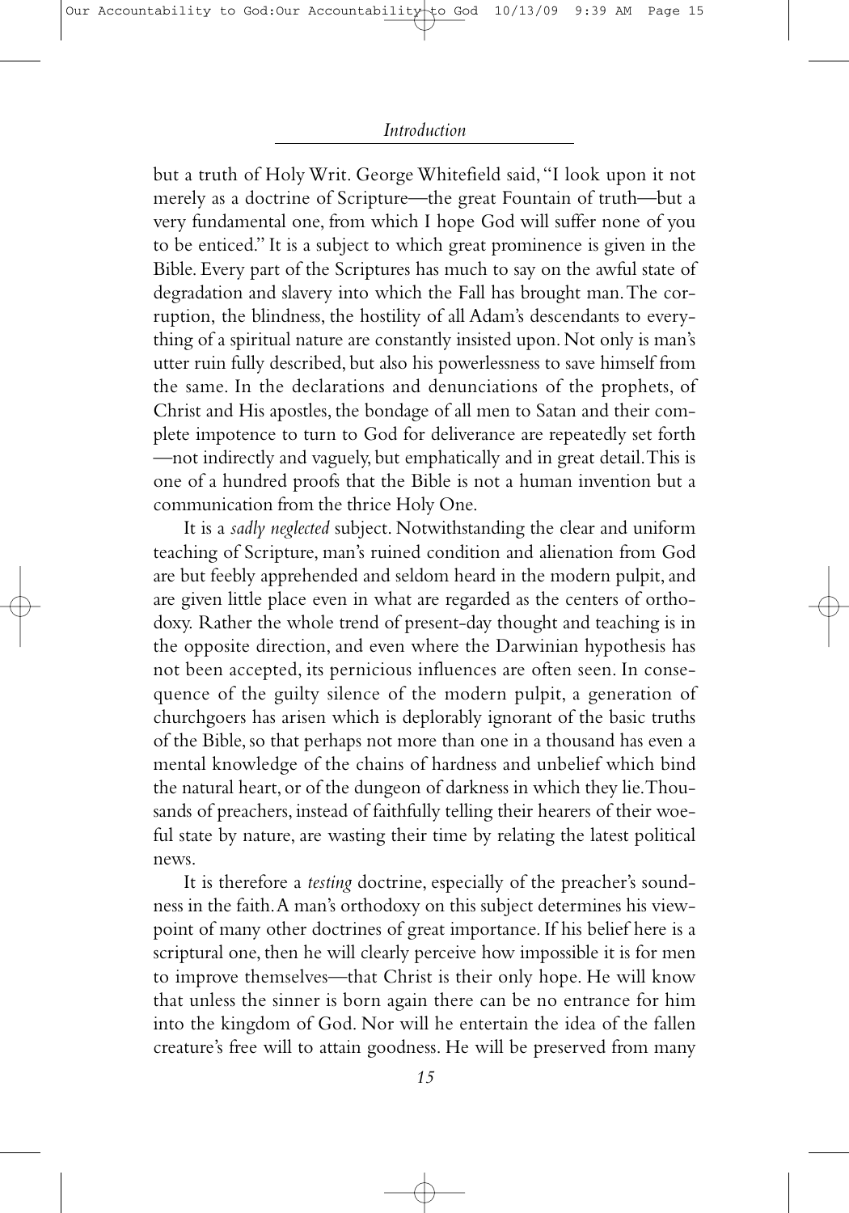but a truth of Holy Writ. George Whitefield said, "I look upon it not merely as a doctrine of Scripture—the great Fountain of truth—but a very fundamental one, from which I hope God will suffer none of you to be enticed." It is a subject to which great prominence is given in the Bible. Every part of the Scriptures has much to say on the awful state of degradation and slavery into which the Fall has brought man. The corruption, the blindness, the hostility of all Adam's descendants to everything of a spiritual nature are constantly insisted upon. Not only is man's utter ruin fully described, but also his powerlessness to save himself from the same. In the declarations and denunciations of the prophets, of Christ and His apostles, the bondage of all men to Satan and their complete impotence to turn to God for deliverance are repeatedly set forth—not indirectly and vaguely, but emphatically and in great detail. This is one of a hundred proofs that the Bible is not a human invention but a communication from the thrice Holy One.

It is a *sadly neglected* subject. Notwithstanding the clear and uniform teaching of Scripture, man's ruined condition and alienation from God are but feebly apprehended and seldom heard in the modern pulpit, and are given little place even in what are regarded as the centers of orthodoxy. Rather the whole trend of present-day thought and teaching is in the opposite direction, and even where the Darwinian hypothesis has not been accepted, its pernicious influences are often seen. In consequence of the guilty silence of the modern pulpit, a generation of churchgoers has arisen which is deplorably ignorant of the basic truths of the Bible, so that perhaps not more than one in a thousand has even a mental knowledge of the chains of hardness and unbelief which bind the natural heart, or of the dungeon of darkness in which they lie. Thousands of preachers, instead of faithfully telling their hearers of their woeful state by nature, are wasting their time by relating the latest political news.

It is therefore a *testing* doctrine, especially of the preacher's soundness in the faith. A man's orthodoxy on this subject determines his viewpoint of many other doctrines of great importance. If his belief here is a scriptural one, then he will clearly perceive how impossible it is for men to improve themselves—that Christ is their only hope. He will know that unless the sinner is born again there can be no entrance for him into the kingdom of God. Nor will he entertain the idea of the fallen creature's free will to attain goodness. He will be preserved from many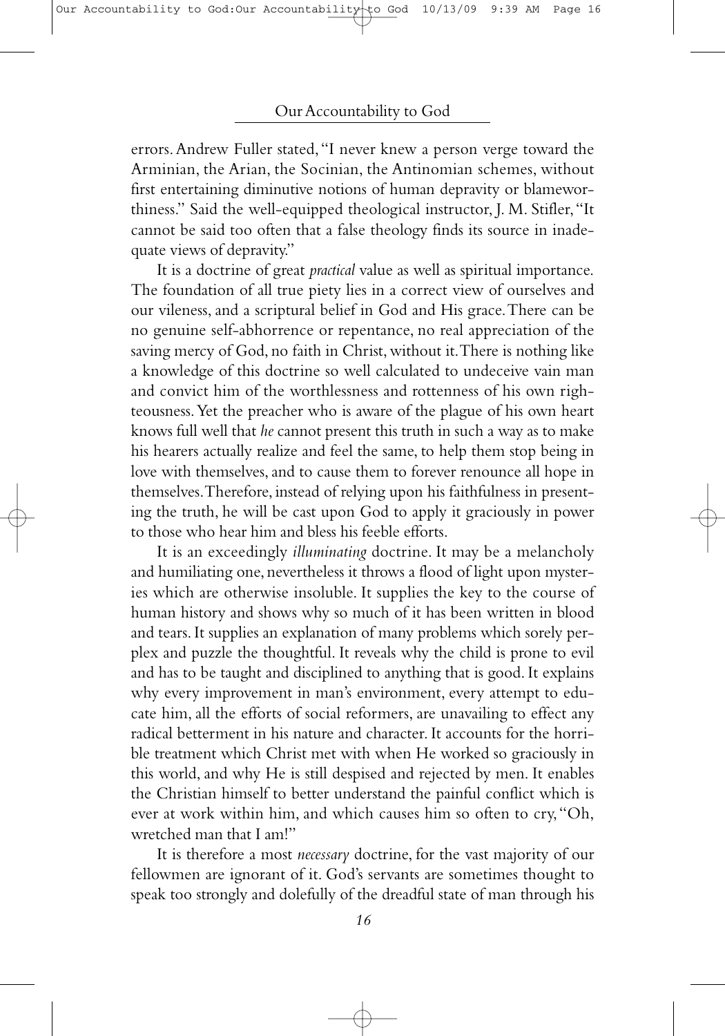errors. Andrew Fuller stated, "I never knew a person verge toward the Arminian, the Arian, the Socinian, the Antinomian schemes, without first entertaining diminutive notions of human depravity or blameworthiness." Said the well-equipped theological instructor, J. M. Stifler, "It cannot be said too often that a false theology finds its source in inadequate views of depravity."

It is a doctrine of great *practical* value as well as spiritual importance. The foundation of all true piety lies in a correct view of ourselves and our vileness, and a scriptural belief in God and His grace. There can be no genuine self-abhorrence or repentance, no real appreciation of the saving mercy of God, no faith in Christ, without it. There is nothing like a knowledge of this doctrine so well calculated to undeceive vain man and convict him of the worthlessness and rottenness of his own righteousness. Yet the preacher who is aware of the plague of his own heart knows full well that *he* cannot present this truth in such a way as to make his hearers actually realize and feel the same, to help them stop being in love with themselves, and to cause them to forever renounce all hope in themselves. Therefore, instead of relying upon his faithfulness in presenting the truth, he will be cast upon God to apply it graciously in power to those who hear him and bless his feeble efforts.

It is an exceedingly *illuminating* doctrine. It may be a melancholy and humiliating one, nevertheless it throws a flood of light upon mysteries which are otherwise insoluble. It supplies the key to the course of human history and shows why so much of it has been written in blood and tears. It supplies an explanation of many problems which sorely perplex and puzzle the thoughtful. It reveals why the child is prone to evil and has to be taught and disciplined to anything that is good. It explains why every improvement in man's environment, every attempt to educate him, all the efforts of social reformers, are unavailing to effect any radical betterment in his nature and character. It accounts for the horrible treatment which Christ met with when He worked so graciously in this world, and why He is still despised and rejected by men. It enables the Christian himself to better understand the painful conflict which is ever at work within him, and which causes him so often to cry, "Oh, wretched man that I am!"

It is therefore a most *necessary* doctrine, for the vast majority of our fellowmen are ignorant of it. God's servants are sometimes thought to speak too strongly and dolefully of the dreadful state of man through his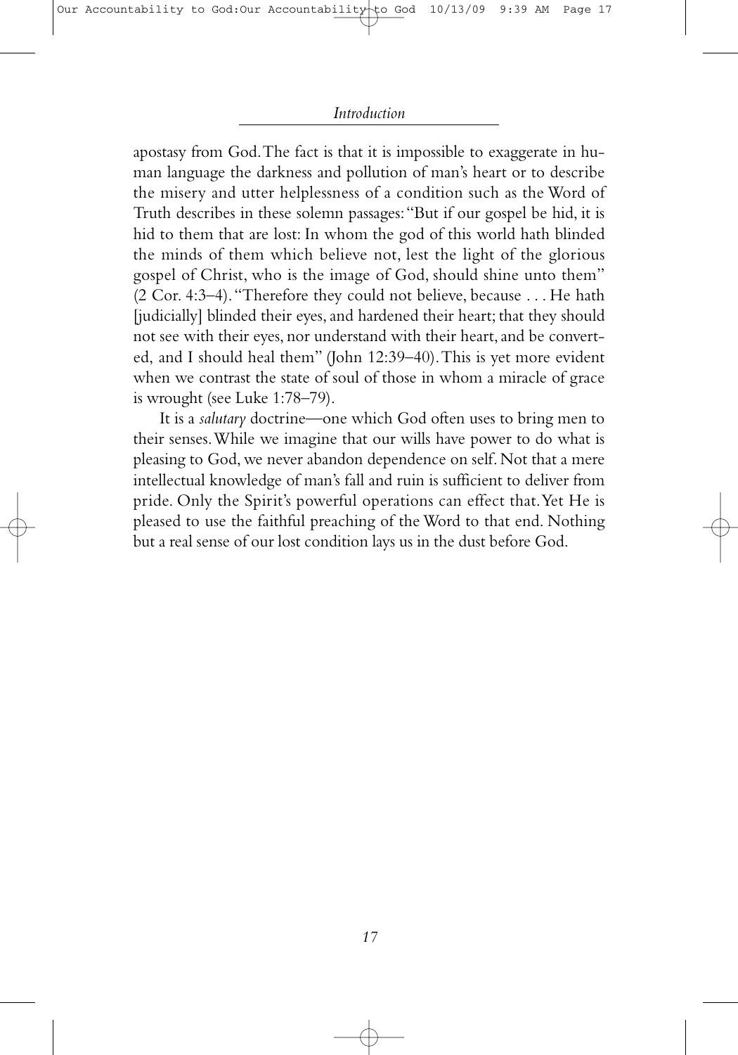apostasy from God. The fact is that it is impossible to exaggerate in human language the darkness and pollution of man's heart or to describe the misery and utter helplessness of a condition such as the Word of Truth describes in these solemn passages: "But if our gospel be hid, it is hid to them that are lost: In whom the god of this world hath blinded the minds of them which believe not, lest the light of the glorious gospel of Christ, who is the image of God, should shine unto them" (2 Cor. 4:3–4). "Therefore they could not believe, because . . . He hath [judicially] blinded their eyes, and hardened their heart; that they should not see with their eyes, nor understand with their heart, and be converted, and I should heal them" (John 12:39–40). This is yet more evident when we contrast the state of soul of those in whom a miracle of grace is wrought (see Luke 1:78–79).

It is a *salutary* doctrine—one which God often uses to bring men to their senses. While we imagine that our wills have power to do what is pleasing to God, we never abandon dependence on self. Not that a mere intellectual knowledge of man's fall and ruin is sufficient to deliver from pride. Only the Spirit's powerful operations can effect that. Yet He is pleased to use the faithful preaching of the Word to that end. Nothing but a real sense of our lost condition lays us in the dust before God.